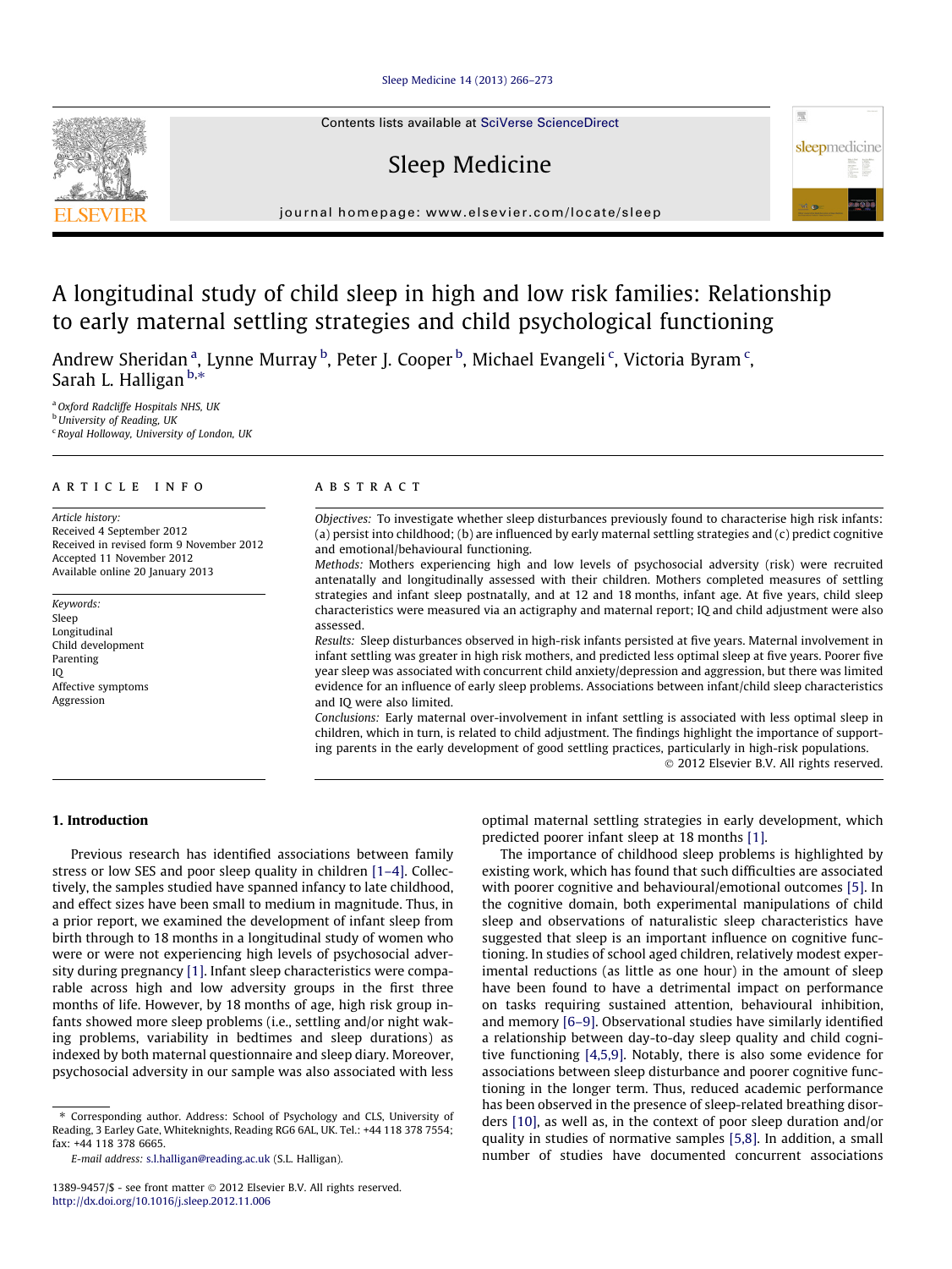# A longitudinal study of child sleep in high and low risk families: Relationship to early maternal settling strategies and child psychological functioning

Andrew Sheridan [a], Lynne Murray [b], Peter J. Cooper [b], Michael Evangeli [c], Victoria Byram [c], Sarah L. Halligan [b,*]

[a] Oxford Radcliffe Hospitals NHS, UK
[b] University of Reading, UK
[c] Royal Holloway, University of London, UK

## ARTICLE INFO

*Article history:*
Received 4 September 2012
Received in revised form 9 November 2012
Accepted 11 November 2012
Available online 20 January 2013

*Keywords:*
Sleep
Longitudinal
Child development
Parenting
IQ
Affective symptoms
Aggression

## ABSTRACT

*Objectives:* To investigate whether sleep disturbances previously found to characterise high risk infants: (a) persist into childhood; (b) are influenced by early maternal settling strategies and (c) predict cognitive and emotional/behavioural functioning.

*Methods:* Mothers experiencing high and low levels of psychosocial adversity (risk) were recruited antenatally and longitudinally assessed with their children. Mothers completed measures of settling strategies and infant sleep postnatally, and at 12 and 18 months, infant age. At five years, child sleep characteristics were measured via an actigraphy and maternal report; IQ and child adjustment were also assessed.

*Results:* Sleep disturbances observed in high-risk infants persisted at five years. Maternal involvement in infant settling was greater in high risk mothers, and predicted less optimal sleep at five years. Poorer five year sleep was associated with concurrent child anxiety/depression and aggression, but there was limited evidence for an influence of early sleep problems. Associations between infant/child sleep characteristics and IQ were also limited.

*Conclusions:* Early maternal over-involvement in infant settling is associated with less optimal sleep in children, which in turn, is related to child adjustment. The findings highlight the importance of supporting parents in the early development of good settling practices, particularly in high-risk populations.

© 2012 Elsevier B.V. All rights reserved.

## 1. Introduction

Previous research has identified associations between family stress or low SES and poor sleep quality in children [1–4]. Collectively, the samples studied have spanned infancy to late childhood, and effect sizes have been small to medium in magnitude. Thus, in a prior report, we examined the development of infant sleep from birth through to 18 months in a longitudinal study of women who were or were not experiencing high levels of psychosocial adversity during pregnancy [1]. Infant sleep characteristics were comparable across high and low adversity groups in the first three months of life. However, by 18 months of age, high risk group infants showed more sleep problems (i.e., settling and/or night waking problems, variability in bedtimes and sleep durations) as indexed by both maternal questionnaire and sleep diary. Moreover, psychosocial adversity in our sample was also associated with less optimal maternal settling strategies in early development, which predicted poorer infant sleep at 18 months [1].

The importance of childhood sleep problems is highlighted by existing work, which has found that such difficulties are associated with poorer cognitive and behavioural/emotional outcomes [5]. In the cognitive domain, both experimental manipulations of child sleep and observations of naturalistic sleep characteristics have suggested that sleep is an important influence on cognitive functioning. In studies of school aged children, relatively modest experimental reductions (as little as one hour) in the amount of sleep have been found to have a detrimental impact on performance on tasks requiring sustained attention, behavioural inhibition, and memory [6–9]. Observational studies have similarly identified a relationship between day-to-day sleep quality and child cognitive functioning [4,5,9]. Notably, there is also some evidence for associations between sleep disturbance and poorer cognitive functioning in the longer term. Thus, reduced academic performance has been observed in the presence of sleep-related breathing disorders [10], as well as, in the context of poor sleep duration and/or quality in studies of normative samples [5,8]. In addition, a small number of studies have documented concurrent associations

---

* Corresponding author. Address: School of Psychology and CLS, University of Reading, 3 Earley Gate, Whiteknights, Reading RG6 6AL, UK. Tel.: +44 118 378 7554; fax: +44 118 378 6665.

*E-mail address:* s.l.halligan@reading.ac.uk (S.L. Halligan).

1389-9457/$ - see front matter © 2012 Elsevier B.V. All rights reserved.
http://dx.doi.org/10.1016/j.sleep.2012.11.006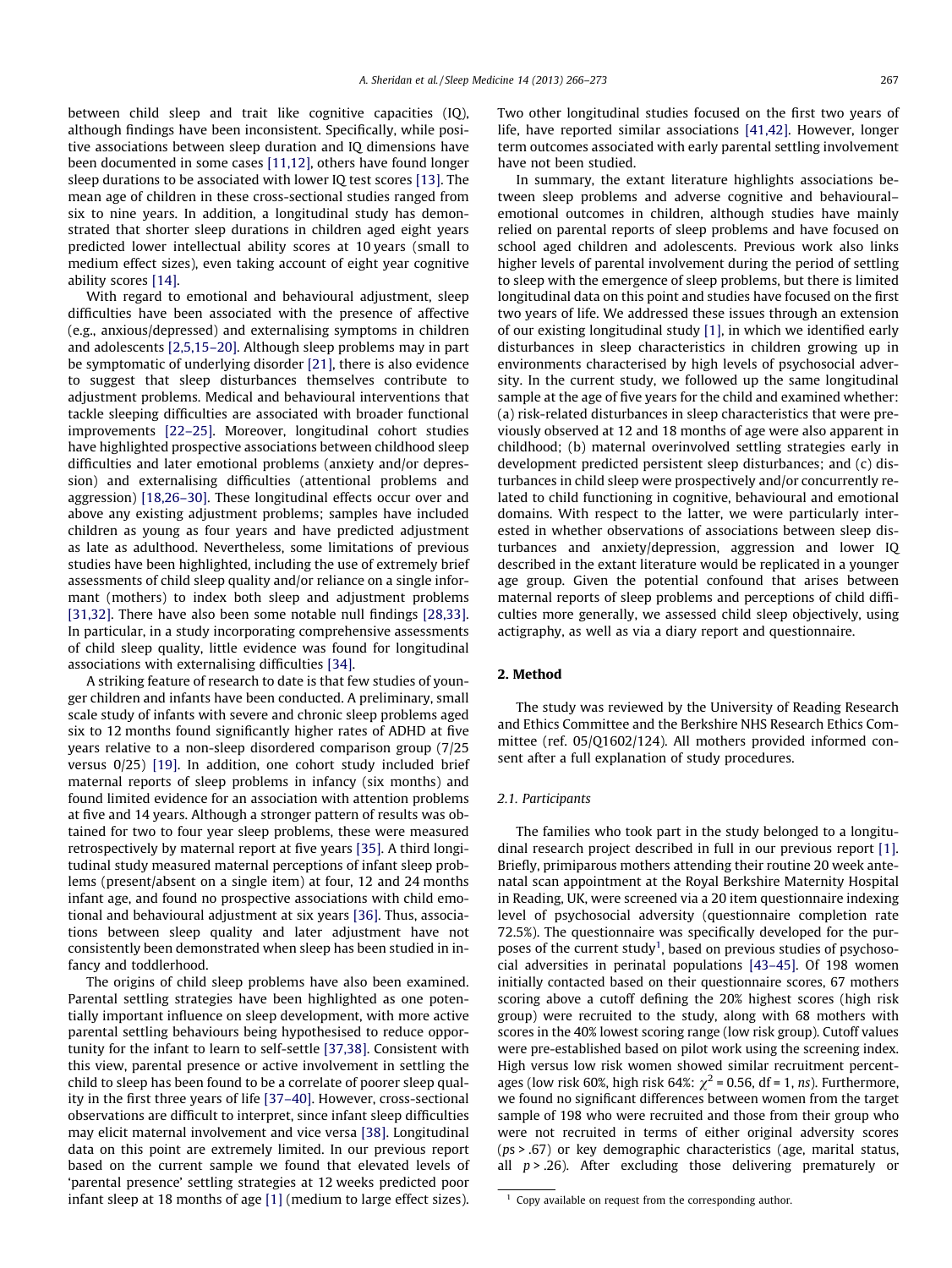between child sleep and trait like cognitive capacities (IQ), although findings have been inconsistent. Specifically, while positive associations between sleep duration and IQ dimensions have been documented in some cases [11,12], others have found longer sleep durations to be associated with lower IQ test scores [13]. The mean age of children in these cross-sectional studies ranged from six to nine years. In addition, a longitudinal study has demonstrated that shorter sleep durations in children aged eight years predicted lower intellectual ability scores at 10 years (small to medium effect sizes), even taking account of eight year cognitive ability scores [14].

With regard to emotional and behavioural adjustment, sleep difficulties have been associated with the presence of affective (e.g., anxious/depressed) and externalising symptoms in children and adolescents [2,5,15–20]. Although sleep problems may in part be symptomatic of underlying disorder [21], there is also evidence to suggest that sleep disturbances themselves contribute to adjustment problems. Medical and behavioural interventions that tackle sleeping difficulties are associated with broader functional improvements [22–25]. Moreover, longitudinal cohort studies have highlighted prospective associations between childhood sleep difficulties and later emotional problems (anxiety and/or depression) and externalising difficulties (attentional problems and aggression) [18,26–30]. These longitudinal effects occur over and above any existing adjustment problems; samples have included children as young as four years and have predicted adjustment as late as adulthood. Nevertheless, some limitations of previous studies have been highlighted, including the use of extremely brief assessments of child sleep quality and/or reliance on a single informant (mothers) to index both sleep and adjustment problems [31,32]. There have also been some notable null findings [28,33]. In particular, in a study incorporating comprehensive assessments of child sleep quality, little evidence was found for longitudinal associations with externalising difficulties [34].

A striking feature of research to date is that few studies of younger children and infants have been conducted. A preliminary, small scale study of infants with severe and chronic sleep problems aged six to 12 months found significantly higher rates of ADHD at five years relative to a non-sleep disordered comparison group (7/25 versus 0/25) [19]. In addition, one cohort study included brief maternal reports of sleep problems in infancy (six months) and found limited evidence for an association with attention problems at five and 14 years. Although a stronger pattern of results was obtained for two to four year sleep problems, these were measured retrospectively by maternal report at five years [35]. A third longitudinal study measured maternal perceptions of infant sleep problems (present/absent on a single item) at four, 12 and 24 months infant age, and found no prospective associations with child emotional and behavioural adjustment at six years [36]. Thus, associations between sleep quality and later adjustment have not consistently been demonstrated when sleep has been studied in infancy and toddlerhood.

The origins of child sleep problems have also been examined. Parental settling strategies have been highlighted as one potentially important influence on sleep development, with more active parental settling behaviours being hypothesised to reduce opportunity for the infant to learn to self-settle [37,38]. Consistent with this view, parental presence or active involvement in settling the child to sleep has been found to be a correlate of poorer sleep quality in the first three years of life [37–40]. However, cross-sectional observations are difficult to interpret, since infant sleep difficulties may elicit maternal involvement and vice versa [38]. Longitudinal data on this point are extremely limited. In our previous report based on the current sample we found that elevated levels of 'parental presence' settling strategies at 12 weeks predicted poor infant sleep at 18 months of age [1] (medium to large effect sizes). Two other longitudinal studies focused on the first two years of life, have reported similar associations [41,42]. However, longer term outcomes associated with early parental settling involvement have not been studied.

In summary, the extant literature highlights associations between sleep problems and adverse cognitive and behavioural–emotional outcomes in children, although studies have mainly relied on parental reports of sleep problems and have focused on school aged children and adolescents. Previous work also links higher levels of parental involvement during the period of settling to sleep with the emergence of sleep problems, but there is limited longitudinal data on this point and studies have focused on the first two years of life. We addressed these issues through an extension of our existing longitudinal study [1], in which we identified early disturbances in sleep characteristics in children growing up in environments characterised by high levels of psychosocial adversity. In the current study, we followed up the same longitudinal sample at the age of five years for the child and examined whether: (a) risk-related disturbances in sleep characteristics that were previously observed at 12 and 18 months of age were also apparent in childhood; (b) maternal overinvolved settling strategies early in development predicted persistent sleep disturbances; and (c) disturbances in child sleep were prospectively and/or concurrently related to child functioning in cognitive, behavioural and emotional domains. With respect to the latter, we were particularly interested in whether observations of associations between sleep disturbances and anxiety/depression, aggression and lower IQ described in the extant literature would be replicated in a younger age group. Given the potential confound that arises between maternal reports of sleep problems and perceptions of child difficulties more generally, we assessed child sleep objectively, using actigraphy, as well as via a diary report and questionnaire.

## 2. Method

The study was reviewed by the University of Reading Research and Ethics Committee and the Berkshire NHS Research Ethics Committee (ref. 05/Q1602/124). All mothers provided informed consent after a full explanation of study procedures.

### 2.1. Participants

The families who took part in the study belonged to a longitudinal research project described in full in our previous report [1]. Briefly, primiparous mothers attending their routine 20 week antenatal scan appointment at the Royal Berkshire Maternity Hospital in Reading, UK, were screened via a 20 item questionnaire indexing level of psychosocial adversity (questionnaire completion rate 72.5%). The questionnaire was specifically developed for the purposes of the current study[1], based on previous studies of psychosocial adversities in perinatal populations [43–45]. Of 198 women initially contacted based on their questionnaire scores, 67 mothers scoring above a cutoff defining the 20% highest scores (high risk group) were recruited to the study, along with 68 mothers with scores in the 40% lowest scoring range (low risk group). Cutoff values were pre-established based on pilot work using the screening index. High versus low risk women showed similar recruitment percentages (low risk 60%, high risk 64%: $\chi^2 = 0.56$, df = 1, *ns*). Furthermore, we found no significant differences between women from the target sample of 198 who were recruited and those from their group who were not recruited in terms of either original adversity scores ($ps > .67$) or key demographic characteristics (age, marital status, all $p > .26$). After excluding those delivering prematurely or

[1] Copy available on request from the corresponding author.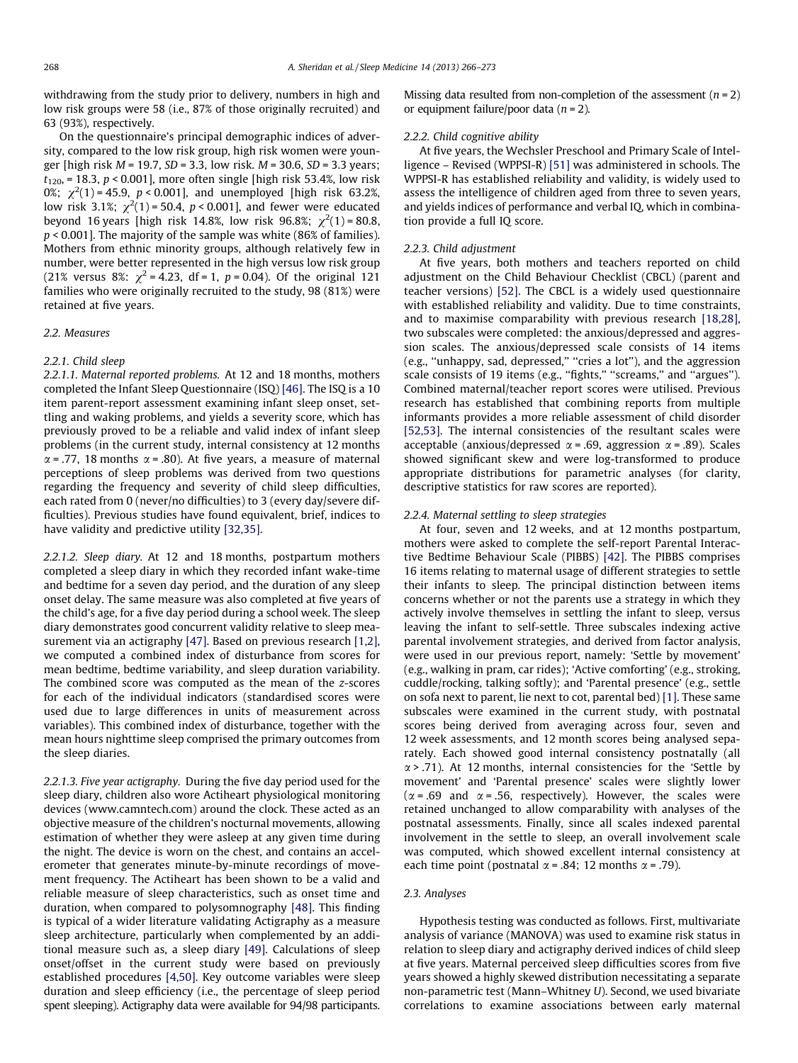withdrawing from the study prior to delivery, numbers in high and low risk groups were 58 (i.e., 87% of those originally recruited) and 63 (93%), respectively.

On the questionnaire's principal demographic indices of adversity, compared to the low risk group, high risk women were younger [high risk $M = 19.7$, $SD = 3.3$, low risk. $M = 30.6$, $SD = 3.3$ years; $t_{120}$, = 18.3, $p < 0.001$], more often single [high risk 53.4%, low risk 0%; $\chi^2(1) = 45.9$, $p < 0.001$], and unemployed [high risk 63.2%, low risk 3.1%; $\chi^2(1) = 50.4$, $p < 0.001$], and fewer were educated beyond 16 years [high risk 14.8%, low risk 96.8%; $\chi^2(1) = 80.8$, $p < 0.001$]. The majority of the sample was white (86% of families). Mothers from ethnic minority groups, although relatively few in number, were better represented in the high versus low risk group (21% versus 8%: $\chi^2 = 4.23$, df = 1, $p = 0.04$). Of the original 121 families who were originally recruited to the study, 98 (81%) were retained at five years.

### 2.2. Measures

#### 2.2.1. Child sleep

*2.2.1.1. Maternal reported problems.* At 12 and 18 months, mothers completed the Infant Sleep Questionnaire (ISQ) [46]. The ISQ is a 10 item parent-report assessment examining infant sleep onset, settling and waking problems, and yields a severity score, which has previously proved to be a reliable and valid index of infant sleep problems (in the current study, internal consistency at 12 months $\alpha = .77$, 18 months $\alpha = .80$). At five years, a measure of maternal perceptions of sleep problems was derived from two questions regarding the frequency and severity of child sleep difficulties, each rated from 0 (never/no difficulties) to 3 (every day/severe difficulties). Previous studies have found equivalent, brief, indices to have validity and predictive utility [32,35].

*2.2.1.2. Sleep diary.* At 12 and 18 months, postpartum mothers completed a sleep diary in which they recorded infant wake-time and bedtime for a seven day period, and the duration of any sleep onset delay. The same measure was also completed at five years of the child's age, for a five day period during a school week. The sleep diary demonstrates good concurrent validity relative to sleep measurement via an actigraphy [47]. Based on previous research [1,2], we computed a combined index of disturbance from scores for mean bedtime, bedtime variability, and sleep duration variability. The combined score was computed as the mean of the *z*-scores for each of the individual indicators (standardised scores were used due to large differences in units of measurement across variables). This combined index of disturbance, together with the mean hours nighttime sleep comprised the primary outcomes from the sleep diaries.

*2.2.1.3. Five year actigraphy.* During the five day period used for the sleep diary, children also wore Actiheart physiological monitoring devices (www.camntech.com) around the clock. These acted as an objective measure of the children's nocturnal movements, allowing estimation of whether they were asleep at any given time during the night. The device is worn on the chest, and contains an accelerometer that generates minute-by-minute recordings of movement frequency. The Actiheart has been shown to be a valid and reliable measure of sleep characteristics, such as onset time and duration, when compared to polysomnography [48]. This finding is typical of a wider literature validating Actigraphy as a measure sleep architecture, particularly when complemented by an additional measure such as, a sleep diary [49]. Calculations of sleep onset/offset in the current study were based on previously established procedures [4,50]. Key outcome variables were sleep duration and sleep efficiency (i.e., the percentage of sleep period spent sleeping). Actigraphy data were available for 94/98 participants. Missing data resulted from non-completion of the assessment ($n = 2$) or equipment failure/poor data ($n = 2$).

#### 2.2.2. Child cognitive ability

At five years, the Wechsler Preschool and Primary Scale of Intelligence – Revised (WPPSI-R) [51] was administered in schools. The WPPSI-R has established reliability and validity, is widely used to assess the intelligence of children aged from three to seven years, and yields indices of performance and verbal IQ, which in combination provide a full IQ score.

#### 2.2.3. Child adjustment

At five years, both mothers and teachers reported on child adjustment on the Child Behaviour Checklist (CBCL) (parent and teacher versions) [52]. The CBCL is a widely used questionnaire with established reliability and validity. Due to time constraints, and to maximise comparability with previous research [18,28], two subscales were completed: the anxious/depressed and aggression scales. The anxious/depressed scale consists of 14 items (e.g., "unhappy, sad, depressed," "cries a lot"), and the aggression scale consists of 19 items (e.g., "fights," "screams," and "argues"). Combined maternal/teacher report scores were utilised. Previous research has established that combining reports from multiple informants provides a more reliable assessment of child disorder [52,53]. The internal consistencies of the resultant scales were acceptable (anxious/depressed $\alpha = .69$, aggression $\alpha = .89$). Scales showed significant skew and were log-transformed to produce appropriate distributions for parametric analyses (for clarity, descriptive statistics for raw scores are reported).

#### 2.2.4. Maternal settling to sleep strategies

At four, seven and 12 weeks, and at 12 months postpartum, mothers were asked to complete the self-report Parental Interactive Bedtime Behaviour Scale (PIBBS) [42]. The PIBBS comprises 16 items relating to maternal usage of different strategies to settle their infants to sleep. The principal distinction between items concerns whether or not the parents use a strategy in which they actively involve themselves in settling the infant to sleep, versus leaving the infant to self-settle. Three subscales indexing active parental involvement strategies, and derived from factor analysis, were used in our previous report, namely: 'Settle by movement' (e.g., walking in pram, car rides); 'Active comforting' (e.g., stroking, cuddle/rocking, talking softly); and 'Parental presence' (e.g., settle on sofa next to parent, lie next to cot, parental bed) [1]. These same subscales were examined in the current study, with postnatal scores being derived from averaging across four, seven and 12 week assessments, and 12 month scores being analysed separately. Each showed good internal consistency postnatally (all $\alpha > .71$). At 12 months, internal consistencies for the 'Settle by movement' and 'Parental presence' scales were slightly lower ($\alpha = .69$ and $\alpha = .56$, respectively). However, the scales were retained unchanged to allow comparability with analyses of the postnatal assessments. Finally, since all scales indexed parental involvement in the settle to sleep, an overall involvement scale was computed, which showed excellent internal consistency at each time point (postnatal $\alpha = .84$; 12 months $\alpha = .79$).

### 2.3. Analyses

Hypothesis testing was conducted as follows. First, multivariate analysis of variance (MANOVA) was used to examine risk status in relation to sleep diary and actigraphy derived indices of child sleep at five years. Maternal perceived sleep difficulties scores from five years showed a highly skewed distribution necessitating a separate non-parametric test (Mann–Whitney *U*). Second, we used bivariate correlations to examine associations between early maternal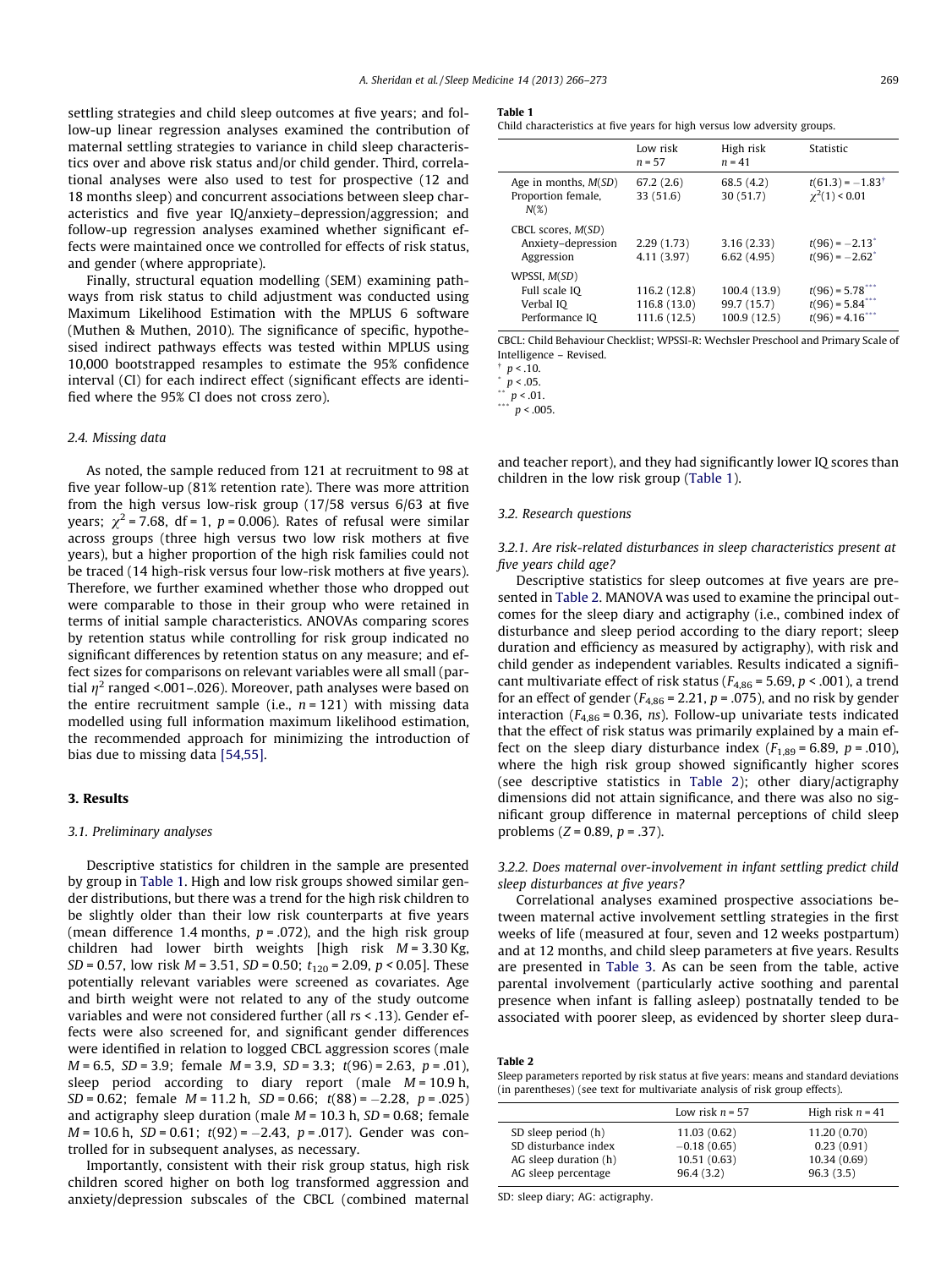settling strategies and child sleep outcomes at five years; and follow-up linear regression analyses examined the contribution of maternal settling strategies to variance in child sleep characteristics over and above risk status and/or child gender. Third, correlational analyses were also used to test for prospective (12 and 18 months sleep) and concurrent associations between sleep characteristics and five year IQ/anxiety–depression/aggression; and follow-up regression analyses examined whether significant effects were maintained once we controlled for effects of risk status, and gender (where appropriate).

Finally, structural equation modelling (SEM) examining pathways from risk status to child adjustment was conducted using Maximum Likelihood Estimation with the MPLUS 6 software (Muthen & Muthen, 2010). The significance of specific, hypothesised indirect pathways effects was tested within MPLUS using 10,000 bootstrapped resamples to estimate the 95% confidence interval (CI) for each indirect effect (significant effects are identified where the 95% CI does not cross zero).

### 2.4. Missing data

As noted, the sample reduced from 121 at recruitment to 98 at five year follow-up (81% retention rate). There was more attrition from the high versus low-risk group (17/58 versus 6/63 at five years; $\chi^2 = 7.68$, df = 1, $p = 0.006$). Rates of refusal were similar across groups (three high versus two low risk mothers at five years), but a higher proportion of the high risk families could not be traced (14 high-risk versus four low-risk mothers at five years). Therefore, we further examined whether those who dropped out were comparable to those in their group who were retained in terms of initial sample characteristics. ANOVAs comparing scores by retention status while controlling for risk group indicated no significant differences by retention status on any measure; and effect sizes for comparisons on relevant variables were all small (partial $\eta^2$ ranged <.001–.026). Moreover, path analyses were based on the entire recruitment sample (i.e., $n = 121$) with missing data modelled using full information maximum likelihood estimation, the recommended approach for minimizing the introduction of bias due to missing data [54,55].

## 3. Results

### 3.1. Preliminary analyses

Descriptive statistics for children in the sample are presented by group in Table 1. High and low risk groups showed similar gender distributions, but there was a trend for the high risk children to be slightly older than their low risk counterparts at five years (mean difference 1.4 months, $p = .072$), and the high risk group children had lower birth weights [high risk $M = 3.30$ Kg, $SD = 0.57$, low risk $M = 3.51$, $SD = 0.50$; $t_{120} = 2.09$, $p < 0.05$]. These potentially relevant variables were screened as covariates. Age and birth weight were not related to any of the study outcome variables and were not considered further (all $rs < .13$). Gender effects were also screened for, and significant gender differences were identified in relation to logged CBCL aggression scores (male $M = 6.5$, $SD = 3.9$; female $M = 3.9$, $SD = 3.3$; $t(96) = 2.63$, $p = .01$), sleep period according to diary report (male $M = 10.9$ h, $SD = 0.62$; female $M = 11.2$ h, $SD = 0.66$; $t(88) = -2.28$, $p = .025$) and actigraphy sleep duration (male $M = 10.3$ h, $SD = 0.68$; female $M = 10.6$ h, $SD = 0.61$; $t(92) = -2.43$, $p = .017$). Gender was controlled for in subsequent analyses, as necessary.

Importantly, consistent with their risk group status, high risk children scored higher on both log transformed aggression and anxiety/depression subscales of the CBCL (combined maternal and teacher report), and they had significantly lower IQ scores than children in the low risk group (Table 1).

**Table 1**
Child characteristics at five years for high versus low adversity groups.

| | Low risk $n = 57$ | High risk $n = 41$ | Statistic |
|---|---|---|---|
| Age in months, $M(SD)$ | 67.2 (2.6) | 68.5 (4.2) | $t(61.3) = -1.83^{\dagger}$ |
| Proportion female, $N(\%)$ | 33 (51.6) | 30 (51.7) | $\chi^2(1) < 0.01$ |
| CBCL scores, $M(SD)$ | | | |
| Anxiety–depression | 2.29 (1.73) | 3.16 (2.33) | $t(96) = -2.13^{*}$ |
| Aggression | 4.11 (3.97) | 6.62 (4.95) | $t(96) = -2.62^{*}$ |
| WPSSI, $M(SD)$ | | | |
| Full scale IQ | 116.2 (12.8) | 100.4 (13.9) | $t(96) = 5.78^{***}$ |
| Verbal IQ | 116.8 (13.0) | 99.7 (15.7) | $t(96) = 5.84^{***}$ |
| Performance IQ | 111.6 (12.5) | 100.9 (12.5) | $t(96) = 4.16^{***}$ |

CBCL: Child Behaviour Checklist; WPSSI-R: Wechsler Preschool and Primary Scale of Intelligence – Revised.
† $p < .10$.
\* $p < .05$.
\*\* $p < .01$.
\*\*\* $p < .005$.

### 3.2. Research questions

#### 3.2.1. Are risk-related disturbances in sleep characteristics present at five years child age?

Descriptive statistics for sleep outcomes at five years are presented in Table 2. MANOVA was used to examine the principal outcomes for the sleep diary and actigraphy (i.e., combined index of disturbance and sleep period according to the diary report; sleep duration and efficiency as measured by actigraphy), with risk and child gender as independent variables. Results indicated a significant multivariate effect of risk status ($F_{4,86} = 5.69$, $p < .001$), a trend for an effect of gender ($F_{4,86} = 2.21$, $p = .075$), and no risk by gender interaction ($F_{4,86} = 0.36$, *ns*). Follow-up univariate tests indicated that the effect of risk status was primarily explained by a main effect on the sleep diary disturbance index ($F_{1,89} = 6.89$, $p = .010$), where the high risk group showed significantly higher scores (see descriptive statistics in Table 2); other diary/actigraphy dimensions did not attain significance, and there was also no significant group difference in maternal perceptions of child sleep problems ($Z = 0.89$, $p = .37$).

#### 3.2.2. Does maternal over-involvement in infant settling predict child sleep disturbances at five years?

Correlational analyses examined prospective associations between maternal active involvement settling strategies in the first weeks of life (measured at four, seven and 12 weeks postpartum) and at 12 months, and child sleep parameters at five years. Results are presented in Table 3. As can be seen from the table, active parental involvement (particularly active soothing and parental presence when infant is falling asleep) postnatally tended to be associated with poorer sleep, as evidenced by shorter sleep dura-

**Table 2**
Sleep parameters reported by risk status at five years: means and standard deviations (in parentheses) (see text for multivariate analysis of risk group effects).

| | Low risk $n = 57$ | High risk $n = 41$ |
|---|---|---|
| SD sleep period (h) | 11.03 (0.62) | 11.20 (0.70) |
| SD disturbance index | −0.18 (0.65) | 0.23 (0.91) |
| AG sleep duration (h) | 10.51 (0.63) | 10.34 (0.69) |
| AG sleep percentage | 96.4 (3.2) | 96.3 (3.5) |

SD: sleep diary; AG: actigraphy.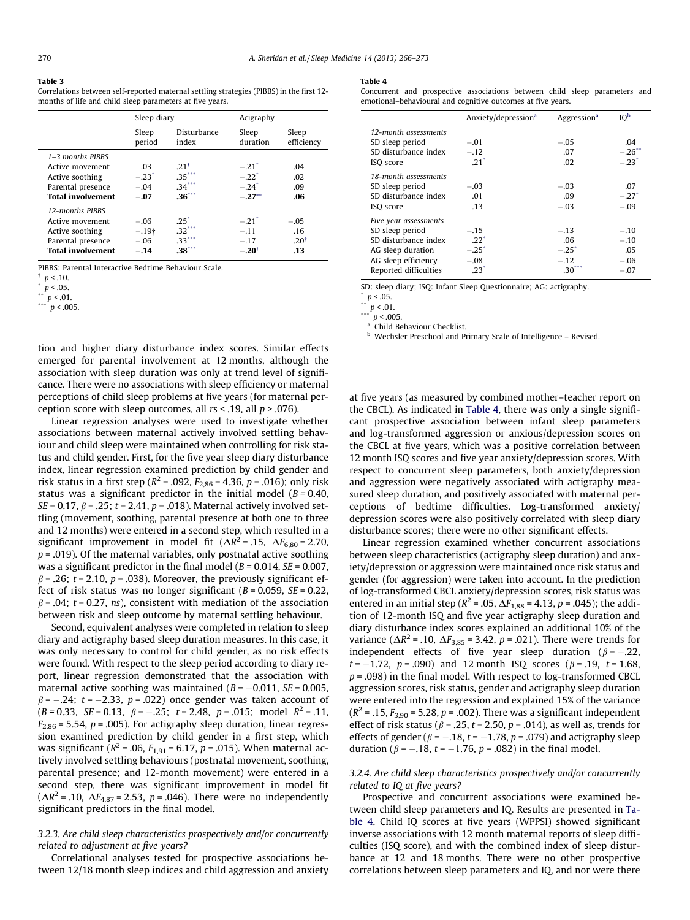**Table 3**
Correlations between self-reported maternal settling strategies (PIBBS) in the first 12-months of life and child sleep parameters at five years.

| | Sleep diary | | Acigraphy | |
|---|---|---|---|---|
| | Sleep period | Disturbance index | Sleep duration | Sleep efficiency |
| *1–3 months PIBBS* | | | | |
| Active movement | .03 | .21[†] | −.21[*] | .04 |
| Active soothing | −.23[*] | .35[***] | −.22[*] | .02 |
| Parental presence | −.04 | .34[***] | −.24[*] | .09 |
| **Total involvement** | **−.07** | **.36**[***] | **−.27**[**] | **.06** |
| *12-months PIBBS* | | | | |
| Active movement | −.06 | .25[*] | −.21[*] | −.05 |
| Active soothing | −.19† | .32[***] | −.11 | .16 |
| Parental presence | −.06 | .33[***] | −.17 | .20[†] |
| **Total involvement** | **−.14** | **.38**[***] | **−.20**[†] | **.13** |

PIBBS: Parental Interactive Bedtime Behaviour Scale.
[†] $p < .10$.
[*] $p < .05$.
[**] $p < .01$.
[***] $p < .005$.

tion and higher diary disturbance index scores. Similar effects emerged for parental involvement at 12 months, although the association with sleep duration was only at trend level of significance. There were no associations with sleep efficiency or maternal perceptions of child sleep problems at five years (for maternal perception score with sleep outcomes, all $rs < .19$, all $p > .076$).

Linear regression analyses were used to investigate whether associations between maternal actively involved settling behaviour and child sleep were maintained when controlling for risk status and child gender. First, for the five year sleep diary disturbance index, linear regression examined prediction by child gender and risk status in a first step ($R^2 = .092$, $F_{2,86} = 4.36$, $p = .016$); only risk status was a significant predictor in the initial model ($B = 0.40$, $SE = 0.17$, $\beta = .25$; $t = 2.41$, $p = .018$). Maternal actively involved settling (movement, soothing, parental presence at both one to three and 12 months) were entered in a second step, which resulted in a significant improvement in model fit ($\Delta R^2 = .15$, $\Delta F_{6,80} = 2.70$, $p = .019$). Of the maternal variables, only postnatal active soothing was a significant predictor in the final model ($B = 0.014$, $SE = 0.007$, $\beta = .26$; $t = 2.10$, $p = .038$). Moreover, the previously significant effect of risk status was no longer significant ($B = 0.059$, $SE = 0.22$, $\beta = .04$; $t = 0.27$, *ns*), consistent with mediation of the association between risk and sleep outcome by maternal settling behaviour.

Second, equivalent analyses were completed in relation to sleep diary and actigraphy based sleep duration measures. In this case, it was only necessary to control for child gender, as no risk effects were found. With respect to the sleep period according to diary report, linear regression demonstrated that the association with maternal active soothing was maintained ($B = -0.011$, $SE = 0.005$, $\beta = -.24$; $t = -2.33$, $p = .022$) once gender was taken account of ($B = 0.33$, $SE = 0.13$, $\beta = -.25$; $t = 2.48$, $p = .015$; model $R^2 = .11$, $F_{2,86} = 5.54$, $p = .005$). For actigraphy sleep duration, linear regression examined prediction by child gender in a first step, which was significant ($R^2 = .06$, $F_{1,91} = 6.17$, $p = .015$). When maternal actively involved settling behaviours (postnatal movement, soothing, parental presence; and 12-month movement) were entered in a second step, there was significant improvement in model fit ($\Delta R^2 = .10$, $\Delta F_{4,87} = 2.53$, $p = .046$). There were no independently significant predictors in the final model.

### 3.2.3. Are child sleep characteristics prospectively and/or concurrently related to adjustment at five years?

Correlational analyses tested for prospective associations between 12/18 month sleep indices and child aggression and anxiety at five years (as measured by combined mother–teacher report on the CBCL). As indicated in Table 4, there was only a single significant prospective association between infant sleep parameters and log-transformed aggression or anxious/depression scores on the CBCL at five years, which was a positive correlation between 12 month ISQ scores and five year anxiety/depression scores. With respect to concurrent sleep parameters, both anxiety/depression and aggression were negatively associated with actigraphy measured sleep duration, and positively associated with maternal perceptions of bedtime difficulties. Log-transformed anxiety/depression scores were also positively correlated with sleep diary disturbance scores; there were no other significant effects.

**Table 4**
Concurrent and prospective associations between child sleep parameters and emotional–behavioural and cognitive outcomes at five years.

| | Anxiety/depression[a] | Aggression[a] | IQ[b] |
|---|---|---|---|
| *12-month assessments* | | | |
| SD sleep period | −.01 | −.05 | .04 |
| SD disturbance index | −.12 | .07 | −.26[**] |
| ISQ score | .21[*] | .02 | −.23[*] |
| *18-month assessments* | | | |
| SD sleep period | −.03 | −.03 | .07 |
| SD disturbance index | .01 | .09 | −.27[*] |
| ISQ score | .13 | −.03 | −.09 |
| *Five year assessments* | | | |
| SD sleep period | −.15 | −.13 | −.10 |
| SD disturbance index | .22[*] | .06 | −.10 |
| AG sleep duration | −.25[*] | −.25[*] | .05 |
| AG sleep efficiency | −.08 | −.12 | −.06 |
| Reported difficulties | .23[*] | .30[***] | −.07 |

SD: sleep diary; ISQ: Infant Sleep Questionnaire; AG: actigraphy.
[*] $p < .05$.
[**] $p < .01$.
[***] $p < .005$.
[a] Child Behaviour Checklist.
[b] Wechsler Preschool and Primary Scale of Intelligence – Revised.

Linear regression examined whether concurrent associations between sleep characteristics (actigraphy sleep duration) and anxiety/depression or aggression were maintained once risk status and gender (for aggression) were taken into account. In the prediction of log-transformed CBCL anxiety/depression scores, risk status was entered in an initial step ($R^2 = .05$, $\Delta F_{1,88} = 4.13$, $p = .045$); the addition of 12-month ISQ and five year actigraphy sleep duration and diary disturbance index scores explained an additional 10% of the variance ($\Delta R^2 = .10$, $\Delta F_{3,85} = 3.42$, $p = .021$). There were trends for independent effects of five year sleep duration ($\beta = -.22$, $t = -1.72$, $p = .090$) and 12 month ISQ scores ($\beta = .19$, $t = 1.68$, $p = .098$) in the final model. With respect to log-transformed CBCL aggression scores, risk status, gender and actigraphy sleep duration were entered into the regression and explained 15% of the variance ($R^2 = .15$, $F_{3,90} = 5.28$, $p = .002$). There was a significant independent effect of risk status ($\beta = .25$, $t = 2.50$, $p = .014$), as well as, trends for effects of gender ($\beta = -.18$, $t = -1.78$, $p = .079$) and actigraphy sleep duration ($\beta = -.18$, $t = -1.76$, $p = .082$) in the final model.

### 3.2.4. Are child sleep characteristics prospectively and/or concurrently related to IQ at five years?

Prospective and concurrent associations were examined between child sleep parameters and IQ. Results are presented in Table 4. Child IQ scores at five years (WPPSI) showed significant inverse associations with 12 month maternal reports of sleep difficulties (ISQ score), and with the combined index of sleep disturbance at 12 and 18 months. There were no other prospective correlations between sleep parameters and IQ, and nor were there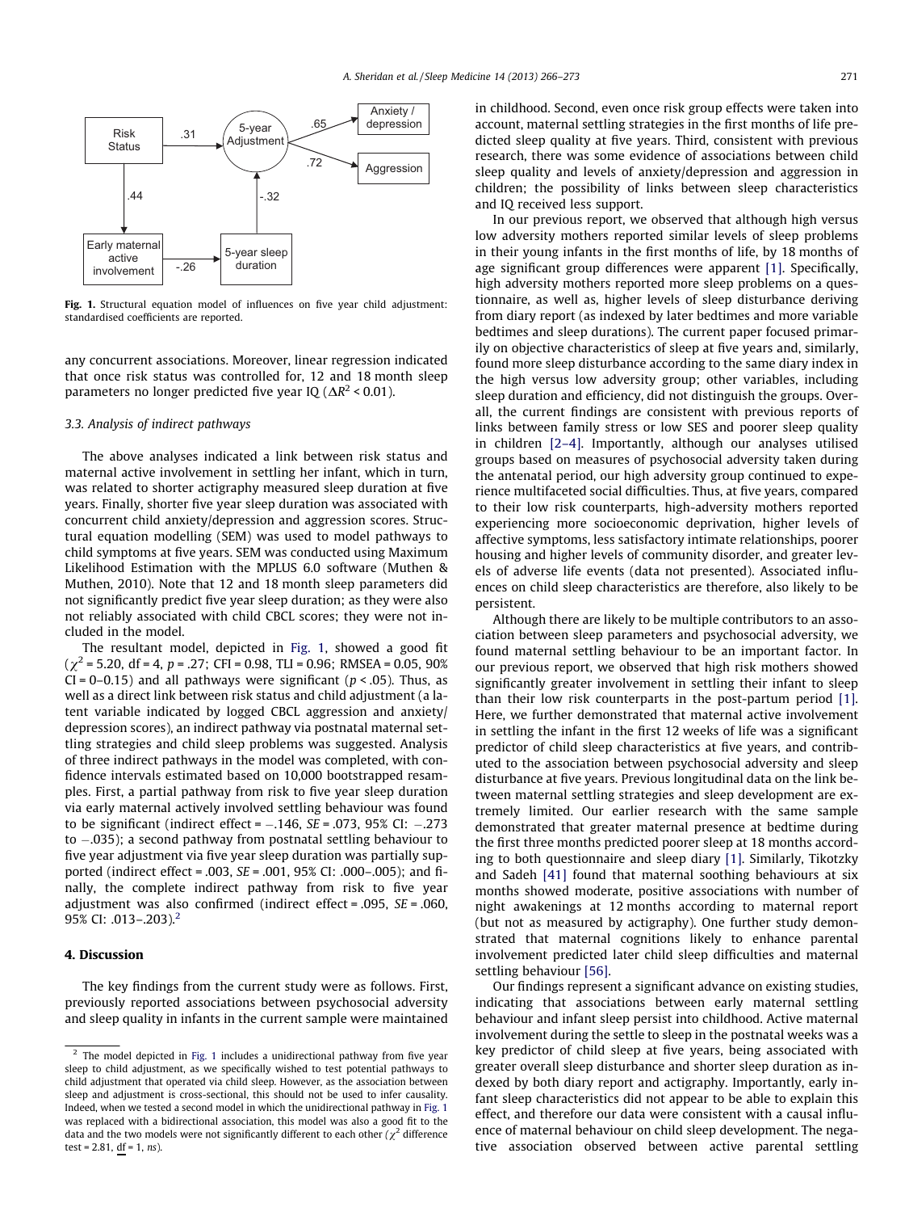Risk Status

.31

5-year Adjustment

.65

Anxiety / depression

.72

Aggression

.44

-.32

Early maternal active involvement

-.26

5-year sleep duration

**Fig. 1.** Structural equation model of influences on five year child adjustment: standardised coefficients are reported.

any concurrent associations. Moreover, linear regression indicated that once risk status was controlled for, 12 and 18 month sleep parameters no longer predicted five year IQ ($\Delta R^2 < 0.01$).

### 3.3. Analysis of indirect pathways

The above analyses indicated a link between risk status and maternal active involvement in settling her infant, which in turn, was related to shorter actigraphy measured sleep duration at five years. Finally, shorter five year sleep duration was associated with concurrent child anxiety/depression and aggression scores. Structural equation modelling (SEM) was used to model pathways to child symptoms at five years. SEM was conducted using Maximum Likelihood Estimation with the MPLUS 6.0 software (Muthen & Muthen, 2010). Note that 12 and 18 month sleep parameters did not significantly predict five year sleep duration; as they were also not reliably associated with child CBCL scores; they were not included in the model.

The resultant model, depicted in Fig. 1, showed a good fit ($\chi^2 = 5.20$, df = 4, $p = .27$; CFI = 0.98, TLI = 0.96; RMSEA = 0.05, 90% CI = 0–0.15) and all pathways were significant ($p < .05$). Thus, as well as a direct link between risk status and child adjustment (a latent variable indicated by logged CBCL aggression and anxiety/depression scores), an indirect pathway via postnatal maternal settling strategies and child sleep problems was suggested. Analysis of three indirect pathways in the model was completed, with confidence intervals estimated based on 10,000 bootstrapped resamples. First, a partial pathway from risk to five year sleep duration via early maternal actively involved settling behaviour was found to be significant (indirect effect = $-.146$, $SE = .073$, 95% CI: $-.273$ to $-.035$); a second pathway from postnatal settling behaviour to five year adjustment via five year sleep duration was partially supported (indirect effect = .003, $SE = .001$, 95% CI: .000–.005); and finally, the complete indirect pathway from risk to five year adjustment was also confirmed (indirect effect = .095, $SE = .060$, 95% CI: .013–.203).[2]

## 4. Discussion

The key findings from the current study were as follows. First, previously reported associations between psychosocial adversity and sleep quality in infants in the current sample were maintained in childhood. Second, even once risk group effects were taken into account, maternal settling strategies in the first months of life predicted sleep quality at five years. Third, consistent with previous research, there was some evidence of associations between child sleep quality and levels of anxiety/depression and aggression in children; the possibility of links between sleep characteristics and IQ received less support.

In our previous report, we observed that although high versus low adversity mothers reported similar levels of sleep problems in their young infants in the first months of life, by 18 months of age significant group differences were apparent [1]. Specifically, high adversity mothers reported more sleep problems on a questionnaire, as well as, higher levels of sleep disturbance deriving from diary report (as indexed by later bedtimes and more variable bedtimes and sleep durations). The current paper focused primarily on objective characteristics of sleep at five years and, similarly, found more sleep disturbance according to the same diary index in the high versus low adversity group; other variables, including sleep duration and efficiency, did not distinguish the groups. Overall, the current findings are consistent with previous reports of links between family stress or low SES and poorer sleep quality in children [2–4]. Importantly, although our analyses utilised groups based on measures of psychosocial adversity taken during the antenatal period, our high adversity group continued to experience multifaceted social difficulties. Thus, at five years, compared to their low risk counterparts, high-adversity mothers reported experiencing more socioeconomic deprivation, higher levels of affective symptoms, less satisfactory intimate relationships, poorer housing and higher levels of community disorder, and greater levels of adverse life events (data not presented). Associated influences on child sleep characteristics are therefore, also likely to be persistent.

Although there are likely to be multiple contributors to an association between sleep parameters and psychosocial adversity, we found maternal settling behaviour to be an important factor. In our previous report, we observed that high risk mothers showed significantly greater involvement in settling their infant to sleep than their low risk counterparts in the post-partum period [1]. Here, we further demonstrated that maternal active involvement in settling the infant in the first 12 weeks of life was a significant predictor of child sleep characteristics at five years, and contributed to the association between psychosocial adversity and sleep disturbance at five years. Previous longitudinal data on the link between maternal settling strategies and sleep development are extremely limited. Our earlier research with the same sample demonstrated that greater maternal presence at bedtime during the first three months predicted poorer sleep at 18 months according to both questionnaire and sleep diary [1]. Similarly, Tikotzky and Sadeh [41] found that maternal soothing behaviours at six months showed moderate, positive associations with number of night awakenings at 12 months according to maternal report (but not as measured by actigraphy). One further study demonstrated that maternal cognitions likely to enhance parental involvement predicted later child sleep difficulties and maternal settling behaviour [56].

Our findings represent a significant advance on existing studies, indicating that associations between early maternal settling behaviour and infant sleep persist into childhood. Active maternal involvement during the settle to sleep in the postnatal weeks was a key predictor of child sleep at five years, being associated with greater overall sleep disturbance and shorter sleep duration as indexed by both diary report and actigraphy. Importantly, early infant sleep characteristics did not appear to be able to explain this effect, and therefore our data were consistent with a causal influence of maternal behaviour on child sleep development. The negative association observed between active parental settling

[2] The model depicted in Fig. 1 includes a unidirectional pathway from five year sleep to child adjustment, as we specifically wished to test potential pathways to child adjustment that operated via child sleep. However, as the association between sleep and adjustment is cross-sectional, this should not be used to infer causality. Indeed, when we tested a second model in which the unidirectional pathway in Fig. 1 was replaced with a bidirectional association, this model was also a good fit to the data and the two models were not significantly different to each other ($\chi^2$ difference test = 2.81, df = 1, *ns*).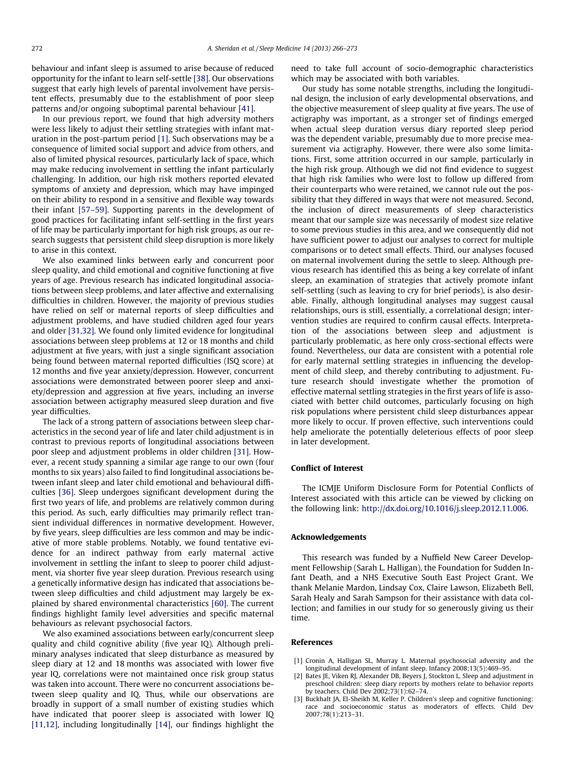behaviour and infant sleep is assumed to arise because of reduced opportunity for the infant to learn self-settle [38]. Our observations suggest that early high levels of parental involvement have persistent effects, presumably due to the establishment of poor sleep patterns and/or ongoing suboptimal parental behaviour [41].

In our previous report, we found that high adversity mothers were less likely to adjust their settling strategies with infant maturation in the post-partum period [1]. Such observations may be a consequence of limited social support and advice from others, and also of limited physical resources, particularly lack of space, which may make reducing involvement in settling the infant particularly challenging. In addition, our high risk mothers reported elevated symptoms of anxiety and depression, which may have impinged on their ability to respond in a sensitive and flexible way towards their infant [57–59]. Supporting parents in the development of good practices for facilitating infant self-settling in the first years of life may be particularly important for high risk groups, as our research suggests that persistent child sleep disruption is more likely to arise in this context.

We also examined links between early and concurrent poor sleep quality, and child emotional and cognitive functioning at five years of age. Previous research has indicated longitudinal associations between sleep problems, and later affective and externalising difficulties in children. However, the majority of previous studies have relied on self or maternal reports of sleep difficulties and adjustment problems, and have studied children aged four years and older [31,32]. We found only limited evidence for longitudinal associations between sleep problems at 12 or 18 months and child adjustment at five years, with just a single significant association being found between maternal reported difficulties (ISQ score) at 12 months and five year anxiety/depression. However, concurrent associations were demonstrated between poorer sleep and anxiety/depression and aggression at five years, including an inverse association between actigraphy measured sleep duration and five year difficulties.

The lack of a strong pattern of associations between sleep characteristics in the second year of life and later child adjustment is in contrast to previous reports of longitudinal associations between poor sleep and adjustment problems in older children [31]. However, a recent study spanning a similar age range to our own (four months to six years) also failed to find longitudinal associations between infant sleep and later child emotional and behavioural difficulties [36]. Sleep undergoes significant development during the first two years of life, and problems are relatively common during this period. As such, early difficulties may primarily reflect transient individual differences in normative development. However, by five years, sleep difficulties are less common and may be indicative of more stable problems. Notably, we found tentative evidence for an indirect pathway from early maternal active involvement in settling the infant to sleep to poorer child adjustment, via shorter five year sleep duration. Previous research using a genetically informative design has indicated that associations between sleep difficulties and child adjustment may largely be explained by shared environmental characteristics [60]. The current findings highlight family level adversities and specific maternal behaviours as relevant psychosocial factors.

We also examined associations between early/concurrent sleep quality and child cognitive ability (five year IQ). Although preliminary analyses indicated that sleep disturbance as measured by sleep diary at 12 and 18 months was associated with lower five year IQ, correlations were not maintained once risk group status was taken into account. There were no concurrent associations between sleep quality and IQ. Thus, while our observations are broadly in support of a small number of existing studies which have indicated that poorer sleep is associated with lower IQ [11,12], including longitudinally [14], our findings highlight the need to take full account of socio-demographic characteristics which may be associated with both variables.

Our study has some notable strengths, including the longitudinal design, the inclusion of early developmental observations, and the objective measurement of sleep quality at five years. The use of actigraphy was important, as a stronger set of findings emerged when actual sleep duration versus diary reported sleep period was the dependent variable, presumably due to more precise measurement via actigraphy. However, there were also some limitations. First, some attrition occurred in our sample, particularly in the high risk group. Although we did not find evidence to suggest that high risk families who were lost to follow up differed from their counterparts who were retained, we cannot rule out the possibility that they differed in ways that were not measured. Second, the inclusion of direct measurements of sleep characteristics meant that our sample size was necessarily of modest size relative to some previous studies in this area, and we consequently did not have sufficient power to adjust our analyses to correct for multiple comparisons or to detect small effects. Third, our analyses focused on maternal involvement during the settle to sleep. Although previous research has identified this as being a key correlate of infant sleep, an examination of strategies that actively promote infant self-settling (such as leaving to cry for brief periods), is also desirable. Finally, although longitudinal analyses may suggest causal relationships, ours is still, essentially, a correlational design; intervention studies are required to confirm causal effects. Interpretation of the associations between sleep and adjustment is particularly problematic, as here only cross-sectional effects were found. Nevertheless, our data are consistent with a potential role for early maternal settling strategies in influencing the development of child sleep, and thereby contributing to adjustment. Future research should investigate whether the promotion of effective maternal settling strategies in the first years of life is associated with better child outcomes, particularly focusing on high risk populations where persistent child sleep disturbances appear more likely to occur. If proven effective, such interventions could help ameliorate the potentially deleterious effects of poor sleep in later development.

### Conflict of Interest

The ICMJE Uniform Disclosure Form for Potential Conflicts of Interest associated with this article can be viewed by clicking on the following link: http://dx.doi.org/10.1016/j.sleep.2012.11.006.

### Acknowledgements

This research was funded by a Nuffield New Career Development Fellowship (Sarah L. Halligan), the Foundation for Sudden Infant Death, and a NHS Executive South East Project Grant. We thank Melanie Mardon, Lindsay Cox, Claire Lawson, Elizabeth Bell, Sarah Healy and Sarah Sampson for their assistance with data collection; and families in our study for so generously giving us their time.

### References

[1] Cronin A, Halligan SL, Murray L. Maternal psychosocial adversity and the longitudinal development of infant sleep. Infancy 2008;13(5):469–95.

[2] Bates JE, Viken RJ, Alexander DB, Beyers J, Stockton L. Sleep and adjustment in preschool children: sleep diary reports by mothers relate to behavior reports by teachers. Child Dev 2002;73(1):62–74.

[3] Buckhalt JA, El-Sheikh M, Keller P. Children's sleep and cognitive functioning: race and socioeconomic status as moderators of effects. Child Dev 2007;78(1):213–31.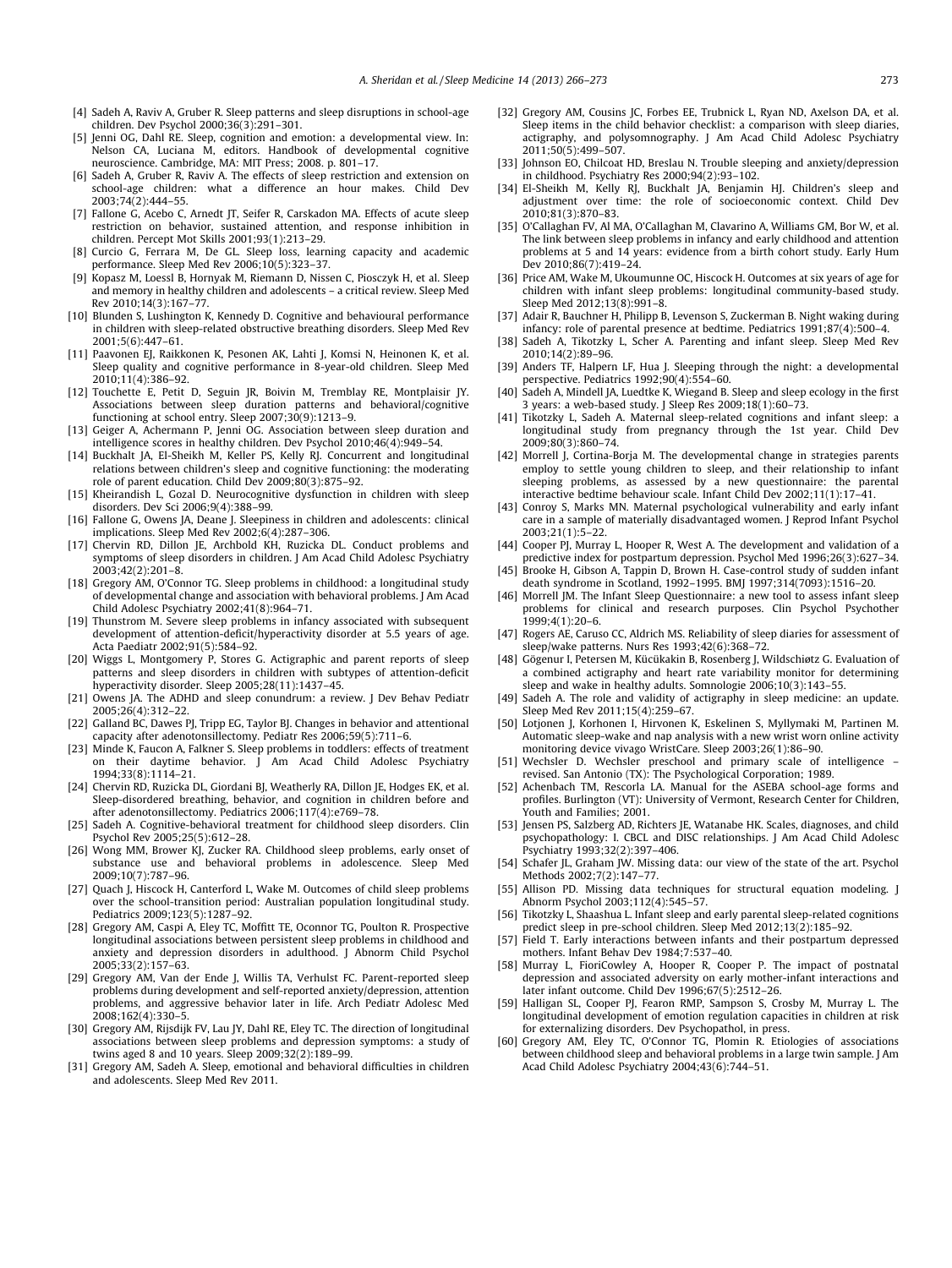[4] Sadeh A, Raviv A, Gruber R. Sleep patterns and sleep disruptions in school-age children. Dev Psychol 2000;36(3):291–301.

[5] Jenni OG, Dahl RE. Sleep, cognition and emotion: a developmental view. In: Nelson CA, Luciana M, editors. Handbook of developmental cognitive neuroscience. Cambridge, MA: MIT Press; 2008. p. 801–17.

[6] Sadeh A, Gruber R, Raviv A. The effects of sleep restriction and extension on school-age children: what a difference an hour makes. Child Dev 2003;74(2):444–55.

[7] Fallone G, Acebo C, Arnedt JT, Seifer R, Carskadon MA. Effects of acute sleep restriction on behavior, sustained attention, and response inhibition in children. Percept Mot Skills 2001;93(1):213–29.

[8] Curcio G, Ferrara M, De GL. Sleep loss, learning capacity and academic performance. Sleep Med Rev 2006;10(5):323–37.

[9] Kopasz M, Loessl B, Hornyak M, Riemann D, Nissen C, Piosczyk H, et al. Sleep and memory in healthy children and adolescents – a critical review. Sleep Med Rev 2010;14(3):167–77.

[10] Blunden S, Lushington K, Kennedy D. Cognitive and behavioural performance in children with sleep-related obstructive breathing disorders. Sleep Med Rev 2001;5(6):447–61.

[11] Paavonen EJ, Raikkonen K, Pesonen AK, Lahti J, Komsi N, Heinonen K, et al. Sleep quality and cognitive performance in 8-year-old children. Sleep Med 2010;11(4):386–92.

[12] Touchette E, Petit D, Seguin JR, Boivin M, Tremblay RE, Montplaisir JY. Associations between sleep duration patterns and behavioral/cognitive functioning at school entry. Sleep 2007;30(9):1213–9.

[13] Geiger A, Achermann P, Jenni OG. Association between sleep duration and intelligence scores in healthy children. Dev Psychol 2010;46(4):949–54.

[14] Buckhalt JA, El-Sheikh M, Keller PS, Kelly RJ. Concurrent and longitudinal relations between children's sleep and cognitive functioning: the moderating role of parent education. Child Dev 2009;80(3):875–92.

[15] Kheirandish L, Gozal D. Neurocognitive dysfunction in children with sleep disorders. Dev Sci 2006;9(4):388–99.

[16] Fallone G, Owens JA, Deane J. Sleepiness in children and adolescents: clinical implications. Sleep Med Rev 2002;6(4):287–306.

[17] Chervin RD, Dillon JE, Archbold KH, Ruzicka DL. Conduct problems and symptoms of sleep disorders in children. J Am Acad Child Adolesc Psychiatry 2003;42(2):201–8.

[18] Gregory AM, O'Connor TG. Sleep problems in childhood: a longitudinal study of developmental change and association with behavioral problems. J Am Acad Child Adolesc Psychiatry 2002;41(8):964–71.

[19] Thunstrom M. Severe sleep problems in infancy associated with subsequent development of attention-deficit/hyperactivity disorder at 5.5 years of age. Acta Paediatr 2002;91(5):584–92.

[20] Wiggs L, Montgomery P, Stores G. Actigraphic and parent reports of sleep patterns and sleep disorders in children with subtypes of attention-deficit hyperactivity disorder. Sleep 2005;28(11):1437–45.

[21] Owens JA. The ADHD and sleep conundrum: a review. J Dev Behav Pediatr 2005;26(4):312–22.

[22] Galland BC, Dawes PJ, Tripp EG, Taylor BJ. Changes in behavior and attentional capacity after adenotonsillectomy. Pediatr Res 2006;59(5):711–6.

[23] Minde K, Faucon A, Falkner S. Sleep problems in toddlers: effects of treatment on their daytime behavior. J Am Acad Child Adolesc Psychiatry 1994;33(8):1114–21.

[24] Chervin RD, Ruzicka DL, Giordani BJ, Weatherly RA, Dillon JE, Hodges EK, et al. Sleep-disordered breathing, behavior, and cognition in children before and after adenotonsillectomy. Pediatrics 2006;117(4):e769–78.

[25] Sadeh A. Cognitive-behavioral treatment for childhood sleep disorders. Clin Psychol Rev 2005;25(5):612–28.

[26] Wong MM, Brower KJ, Zucker RA. Childhood sleep problems, early onset of substance use and behavioral problems in adolescence. Sleep Med 2009;10(7):787–96.

[27] Quach J, Hiscock H, Canterford L, Wake M. Outcomes of child sleep problems over the school-transition period: Australian population longitudinal study. Pediatrics 2009;123(5):1287–92.

[28] Gregory AM, Caspi A, Eley TC, Moffitt TE, Oconnor TG, Poulton R. Prospective longitudinal associations between persistent sleep problems in childhood and anxiety and depression disorders in adulthood. J Abnorm Child Psychol 2005;33(2):157–63.

[29] Gregory AM, Van der Ende J, Willis TA, Verhulst FC. Parent-reported sleep problems during development and self-reported anxiety/depression, attention problems, and aggressive behavior later in life. Arch Pediatr Adolesc Med 2008;162(4):330–5.

[30] Gregory AM, Rijsdijk FV, Lau JY, Dahl RE, Eley TC. The direction of longitudinal associations between sleep problems and depression symptoms: a study of twins aged 8 and 10 years. Sleep 2009;32(2):189–99.

[31] Gregory AM, Sadeh A. Sleep, emotional and behavioral difficulties in children and adolescents. Sleep Med Rev 2011.

[32] Gregory AM, Cousins JC, Forbes EE, Trubnick L, Ryan ND, Axelson DA, et al. Sleep items in the child behavior checklist: a comparison with sleep diaries, actigraphy, and polysomnography. J Am Acad Child Adolesc Psychiatry 2011;50(5):499–507.

[33] Johnson EO, Chilcoat HD, Breslau N. Trouble sleeping and anxiety/depression in childhood. Psychiatry Res 2000;94(2):93–102.

[34] El-Sheikh M, Kelly RJ, Buckhalt JA, Benjamin HJ. Children's sleep and adjustment over time: the role of socioeconomic context. Child Dev 2010;81(3):870–83.

[35] O'Callaghan FV, Al MA, O'Callaghan M, Clavarino A, Williams GM, Bor W, et al. The link between sleep problems in infancy and early childhood and attention problems at 5 and 14 years: evidence from a birth cohort study. Early Hum Dev 2010;86(7):419–24.

[36] Price AM, Wake M, Ukoumunne OC, Hiscock H. Outcomes at six years of age for children with infant sleep problems: longitudinal community-based study. Sleep Med 2012;13(8):991–8.

[37] Adair R, Bauchner H, Philipp B, Levenson S, Zuckerman B. Night waking during infancy: role of parental presence at bedtime. Pediatrics 1991;87(4):500–4.

[38] Sadeh A, Tikotzky L, Scher A. Parenting and infant sleep. Sleep Med Rev 2010;14(2):89–96.

[39] Anders TF, Halpern LF, Hua J. Sleeping through the night: a developmental perspective. Pediatrics 1992;90(4):554–60.

[40] Sadeh A, Mindell JA, Luedtke K, Wiegand B. Sleep and sleep ecology in the first 3 years: a web-based study. J Sleep Res 2009;18(1):60–73.

[41] Tikotzky L, Sadeh A. Maternal sleep-related cognitions and infant sleep: a longitudinal study from pregnancy through the 1st year. Child Dev 2009;80(3):860–74.

[42] Morrell J, Cortina-Borja M. The developmental change in strategies parents employ to settle young children to sleep, and their relationship to infant sleeping problems, as assessed by a new questionnaire: the parental interactive bedtime behaviour scale. Infant Child Dev 2002;11(1):17–41.

[43] Conroy S, Marks MN. Maternal psychological vulnerability and early infant care in a sample of materially disadvantaged women. J Reprod Infant Psychol 2003;21(1):5–22.

[44] Cooper PJ, Murray L, Hooper R, West A. The development and validation of a predictive index for postpartum depression. Psychol Med 1996;26(3):627–34.

[45] Brooke H, Gibson A, Tappin D, Brown H. Case-control study of sudden infant death syndrome in Scotland, 1992–1995. BMJ 1997;314(7093):1516–20.

[46] Morrell JM. The Infant Sleep Questionnaire: a new tool to assess infant sleep problems for clinical and research purposes. Clin Psychol Psychother 1999;4(1):20–6.

[47] Rogers AE, Caruso CC, Aldrich MS. Reliability of sleep diaries for assessment of sleep/wake patterns. Nurs Res 1993;42(6):368–72.

[48] Gögenur I, Petersen M, Kücükakin B, Rosenberg J, Wildschiøtz G. Evaluation of a combined actigraphy and heart rate variability monitor for determining sleep and wake in healthy adults. Somnologie 2006;10(3):143–55.

[49] Sadeh A. The role and validity of actigraphy in sleep medicine: an update. Sleep Med Rev 2011;15(4):259–67.

[50] Lotjonen J, Korhonen I, Hirvonen K, Eskelinen S, Myllymaki M, Partinen M. Automatic sleep-wake and nap analysis with a new wrist worn online activity monitoring device vivago WristCare. Sleep 2003;26(1):86–90.

[51] Wechsler D. Wechsler preschool and primary scale of intelligence – revised. San Antonio (TX): The Psychological Corporation; 1989.

[52] Achenbach TM, Rescorla LA. Manual for the ASEBA school-age forms and profiles. Burlington (VT): University of Vermont, Research Center for Children, Youth and Families; 2001.

[53] Jensen PS, Salzberg AD, Richters JE, Watanabe HK. Scales, diagnoses, and child psychopathology: I. CBCL and DISC relationships. J Am Acad Child Adolesc Psychiatry 1993;32(2):397–406.

[54] Schafer JL, Graham JW. Missing data: our view of the state of the art. Psychol Methods 2002;7(2):147–77.

[55] Allison PD. Missing data techniques for structural equation modeling. J Abnorm Psychol 2003;112(4):545–57.

[56] Tikotzky L, Shaashua L. Infant sleep and early parental sleep-related cognitions predict sleep in pre-school children. Sleep Med 2012;13(2):185–92.

[57] Field T. Early interactions between infants and their postpartum depressed mothers. Infant Behav Dev 1984;7:537–40.

[58] Murray L, FioriCowley A, Hooper R, Cooper P. The impact of postnatal depression and associated adversity on early mother-infant interactions and later infant outcome. Child Dev 1996;67(5):2512–26.

[59] Halligan SL, Cooper PJ, Fearon RMP, Sampson S, Crosby M, Murray L. The longitudinal development of emotion regulation capacities in children at risk for externalizing disorders. Dev Psychopathol, in press.

[60] Gregory AM, Eley TC, O'Connor TG, Plomin R. Etiologies of associations between childhood sleep and behavioral problems in a large twin sample. J Am Acad Child Adolesc Psychiatry 2004;43(6):744–51.